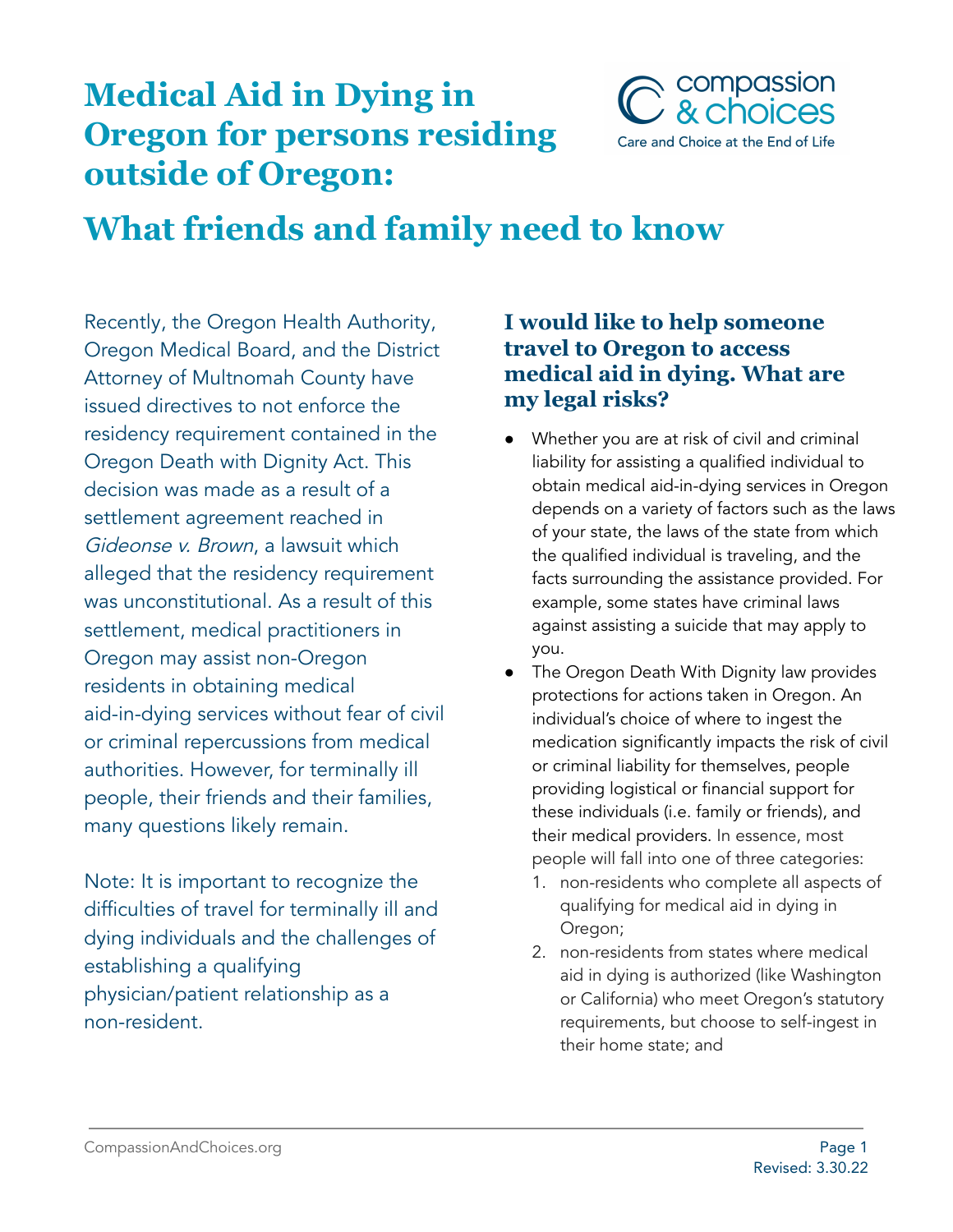# Medical Aid in Dying in Oregon for persons residing outside of Oregon:

## What friends and family need to know

Recently, the Oregon Health Authority, Oregon Medical Board, and the District Attorney of Multnomah County have issued directives to not enforce the residency requirement contained in the Oregon Death with Dignity Act. This decision was made as a result of a settlement agreement reached in *Gideonse v. Brown*, a lawsuit which alleged that the residency requirement was unconstitutional. As a result of this settlement, medical practitioners in Oregon may assist non-Oregon residents in obtaining medical aid-in-dying services without fear of civil or criminal repercussions from medical authorities. However, for terminally ill people, their friends and their families, many questions likely remain.

Note: It is important to recognize the difficulties of travel for terminally ill and dying individuals and the challenges of establishing a qualifying physician/patient relationship as a non-resident.

### I would like to help someone travel to Oregon to access medical aid in dying. What are my legal risks?

- Whether you are at risk of civil and criminal liability for assisting a qualified individual to obtain medical aid-in-dying services in Oregon depends on a variety of factors such as the laws of your state, the laws of the state from which the qualified individual is traveling, and the facts surrounding the assistance provided. For example, some states have criminal laws against assisting a suicide that may apply to you.
- The Oregon Death With Dignity law provides protections for actions taken in Oregon. An individual's choice of where to ingest the medication significantly impacts the risk of civil or criminal liability for themselves, people providing logistical or financial support for these individuals (i.e. family or friends), and their medical providers. In essence, most people will fall into one of three categories:
  1. non-residents who complete all aspects of qualifying for medical aid in dying in Oregon;
  2. non-residents from states where medical aid in dying is authorized (like Washington or California) who meet Oregon's statutory requirements, but choose to self-ingest in their home state; and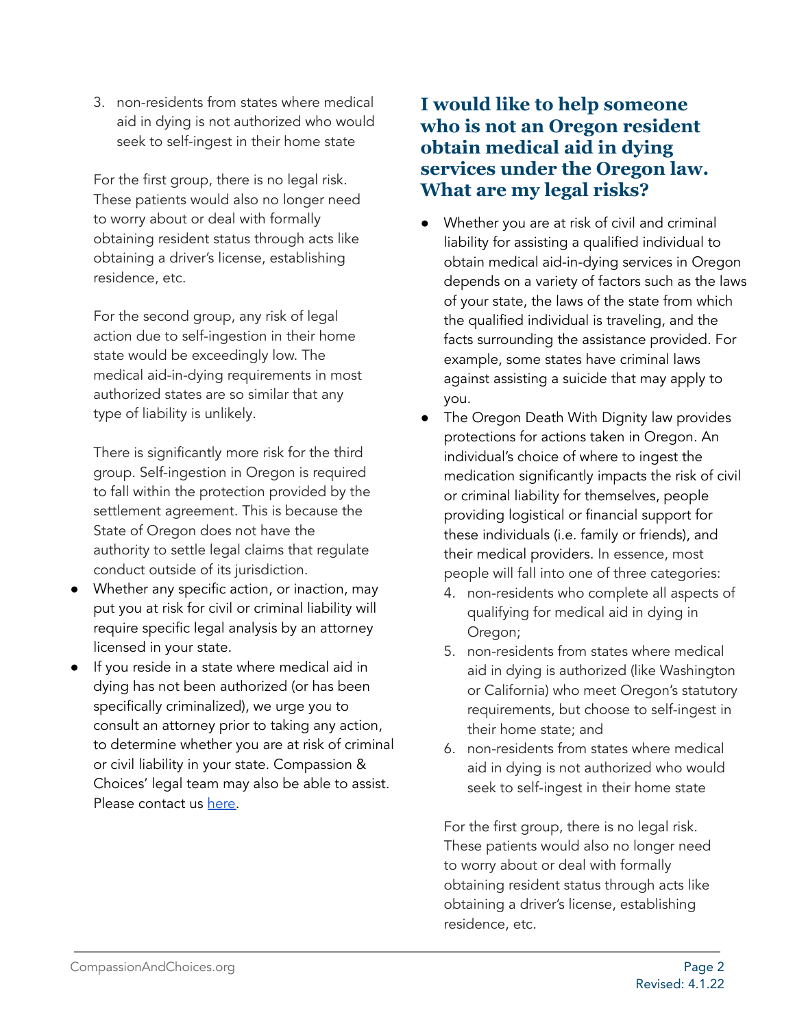3. non-residents from states where medical aid in dying is not authorized who would seek to self-ingest in their home state

For the first group, there is no legal risk. These patients would also no longer need to worry about or deal with formally obtaining resident status through acts like obtaining a driver's license, establishing residence, etc.

For the second group, any risk of legal action due to self-ingestion in their home state would be exceedingly low. The medical aid-in-dying requirements in most authorized states are so similar that any type of liability is unlikely.

There is significantly more risk for the third group. Self-ingestion in Oregon is required to fall within the protection provided by the settlement agreement. This is because the State of Oregon does not have the authority to settle legal claims that regulate conduct outside of its jurisdiction.

- Whether any specific action, or inaction, may put you at risk for civil or criminal liability will require specific legal analysis by an attorney licensed in your state.
- If you reside in a state where medical aid in dying has not been authorized (or has been specifically criminalized), we urge you to consult an attorney prior to taking any action, to determine whether you are at risk of criminal or civil liability in your state. Compassion & Choices' legal team may also be able to assist. Please contact us [here](#).

## I would like to help someone who is not an Oregon resident obtain medical aid in dying services under the Oregon law. What are my legal risks?

- Whether you are at risk of civil and criminal liability for assisting a qualified individual to obtain medical aid-in-dying services in Oregon depends on a variety of factors such as the laws of your state, the laws of the state from which the qualified individual is traveling, and the facts surrounding the assistance provided. For example, some states have criminal laws against assisting a suicide that may apply to you.
- The Oregon Death With Dignity law provides protections for actions taken in Oregon. An individual's choice of where to ingest the medication significantly impacts the risk of civil or criminal liability for themselves, people providing logistical or financial support for these individuals (i.e. family or friends), and their medical providers. In essence, most people will fall into one of three categories:
  4. non-residents who complete all aspects of qualifying for medical aid in dying in Oregon;
  5. non-residents from states where medical aid in dying is authorized (like Washington or California) who meet Oregon's statutory requirements, but choose to self-ingest in their home state; and
  6. non-residents from states where medical aid in dying is not authorized who would seek to self-ingest in their home state

  For the first group, there is no legal risk. These patients would also no longer need to worry about or deal with formally obtaining resident status through acts like obtaining a driver's license, establishing residence, etc.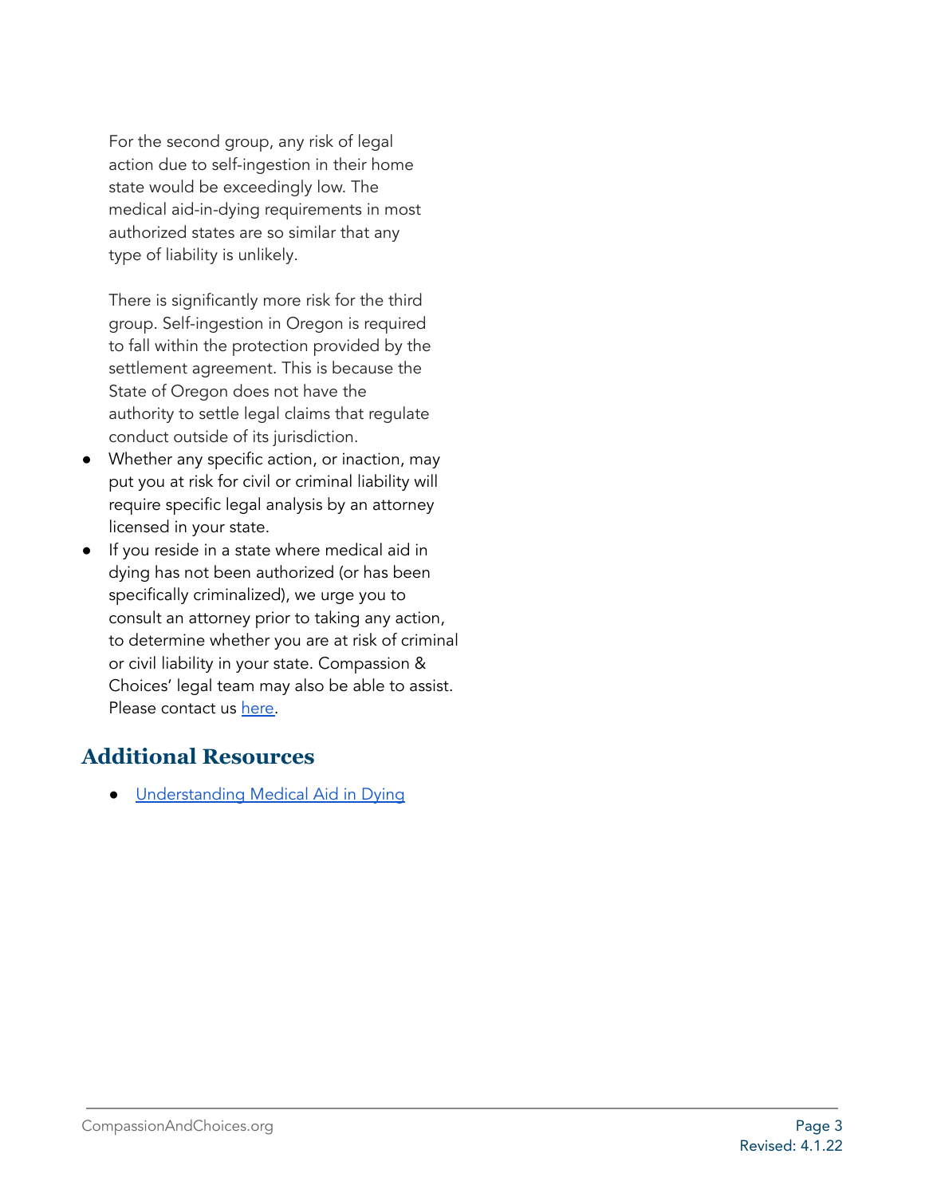For the second group, any risk of legal action due to self-ingestion in their home state would be exceedingly low. The medical aid-in-dying requirements in most authorized states are so similar that any type of liability is unlikely.

There is significantly more risk for the third group. Self-ingestion in Oregon is required to fall within the protection provided by the settlement agreement. This is because the State of Oregon does not have the authority to settle legal claims that regulate conduct outside of its jurisdiction.

- Whether any specific action, or inaction, may put you at risk for civil or criminal liability will require specific legal analysis by an attorney licensed in your state.
- If you reside in a state where medical aid in dying has not been authorized (or has been specifically criminalized), we urge you to consult an attorney prior to taking any action, to determine whether you are at risk of criminal or civil liability in your state. Compassion & Choices' legal team may also be able to assist. Please contact us here.

## Additional Resources

- Understanding Medical Aid in Dying